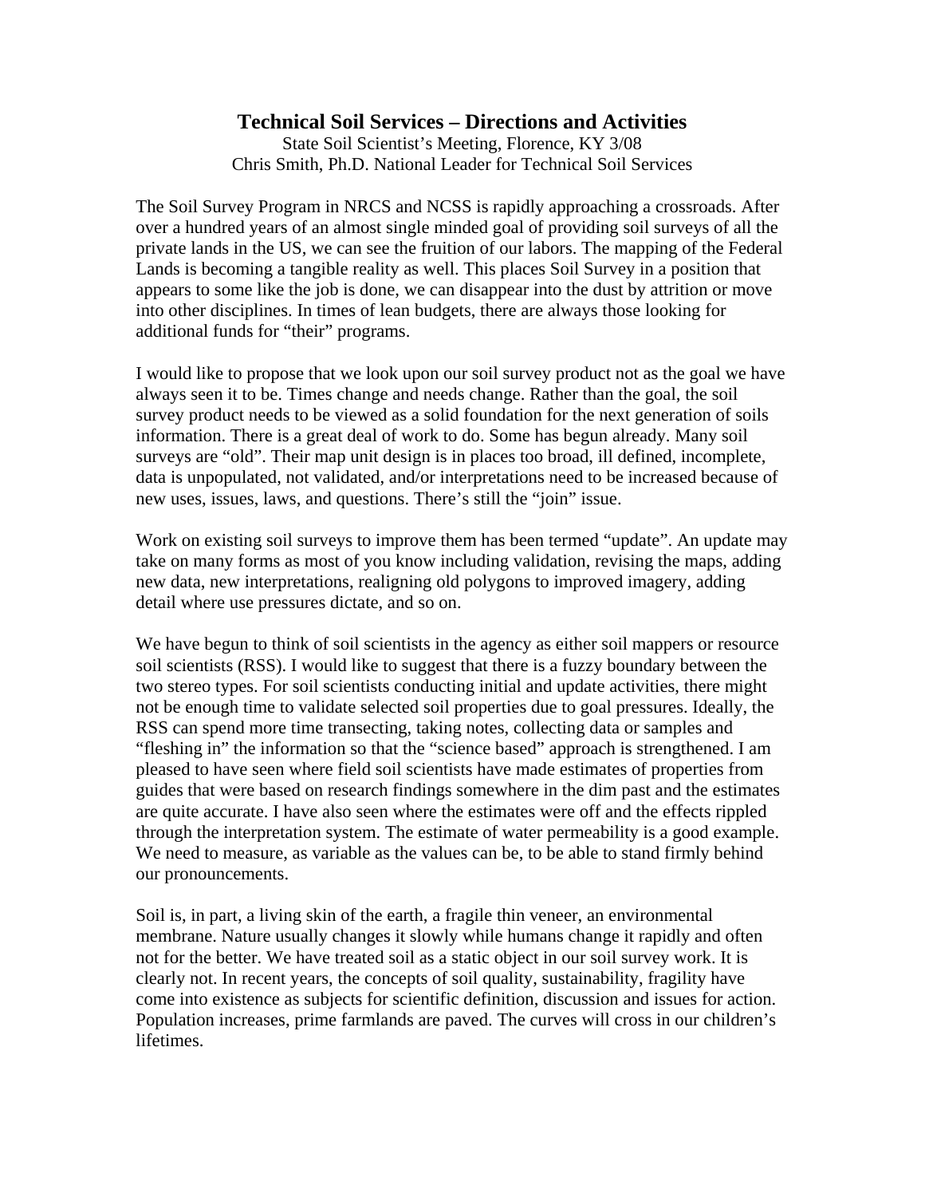# Technical Soil Services – Directions and Activities

State Soil Scientist's Meeting, Florence, KY 3/08
Chris Smith, Ph.D. National Leader for Technical Soil Services

The Soil Survey Program in NRCS and NCSS is rapidly approaching a crossroads. After over a hundred years of an almost single minded goal of providing soil surveys of all the private lands in the US, we can see the fruition of our labors. The mapping of the Federal Lands is becoming a tangible reality as well. This places Soil Survey in a position that appears to some like the job is done, we can disappear into the dust by attrition or move into other disciplines. In times of lean budgets, there are always those looking for additional funds for "their" programs.

I would like to propose that we look upon our soil survey product not as the goal we have always seen it to be. Times change and needs change. Rather than the goal, the soil survey product needs to be viewed as a solid foundation for the next generation of soils information. There is a great deal of work to do. Some has begun already. Many soil surveys are "old". Their map unit design is in places too broad, ill defined, incomplete, data is unpopulated, not validated, and/or interpretations need to be increased because of new uses, issues, laws, and questions. There's still the "join" issue.

Work on existing soil surveys to improve them has been termed "update". An update may take on many forms as most of you know including validation, revising the maps, adding new data, new interpretations, realigning old polygons to improved imagery, adding detail where use pressures dictate, and so on.

We have begun to think of soil scientists in the agency as either soil mappers or resource soil scientists (RSS). I would like to suggest that there is a fuzzy boundary between the two stereo types. For soil scientists conducting initial and update activities, there might not be enough time to validate selected soil properties due to goal pressures. Ideally, the RSS can spend more time transecting, taking notes, collecting data or samples and "fleshing in" the information so that the "science based" approach is strengthened. I am pleased to have seen where field soil scientists have made estimates of properties from guides that were based on research findings somewhere in the dim past and the estimates are quite accurate. I have also seen where the estimates were off and the effects rippled through the interpretation system. The estimate of water permeability is a good example. We need to measure, as variable as the values can be, to be able to stand firmly behind our pronouncements.

Soil is, in part, a living skin of the earth, a fragile thin veneer, an environmental membrane. Nature usually changes it slowly while humans change it rapidly and often not for the better. We have treated soil as a static object in our soil survey work. It is clearly not. In recent years, the concepts of soil quality, sustainability, fragility have come into existence as subjects for scientific definition, discussion and issues for action. Population increases, prime farmlands are paved. The curves will cross in our children's lifetimes.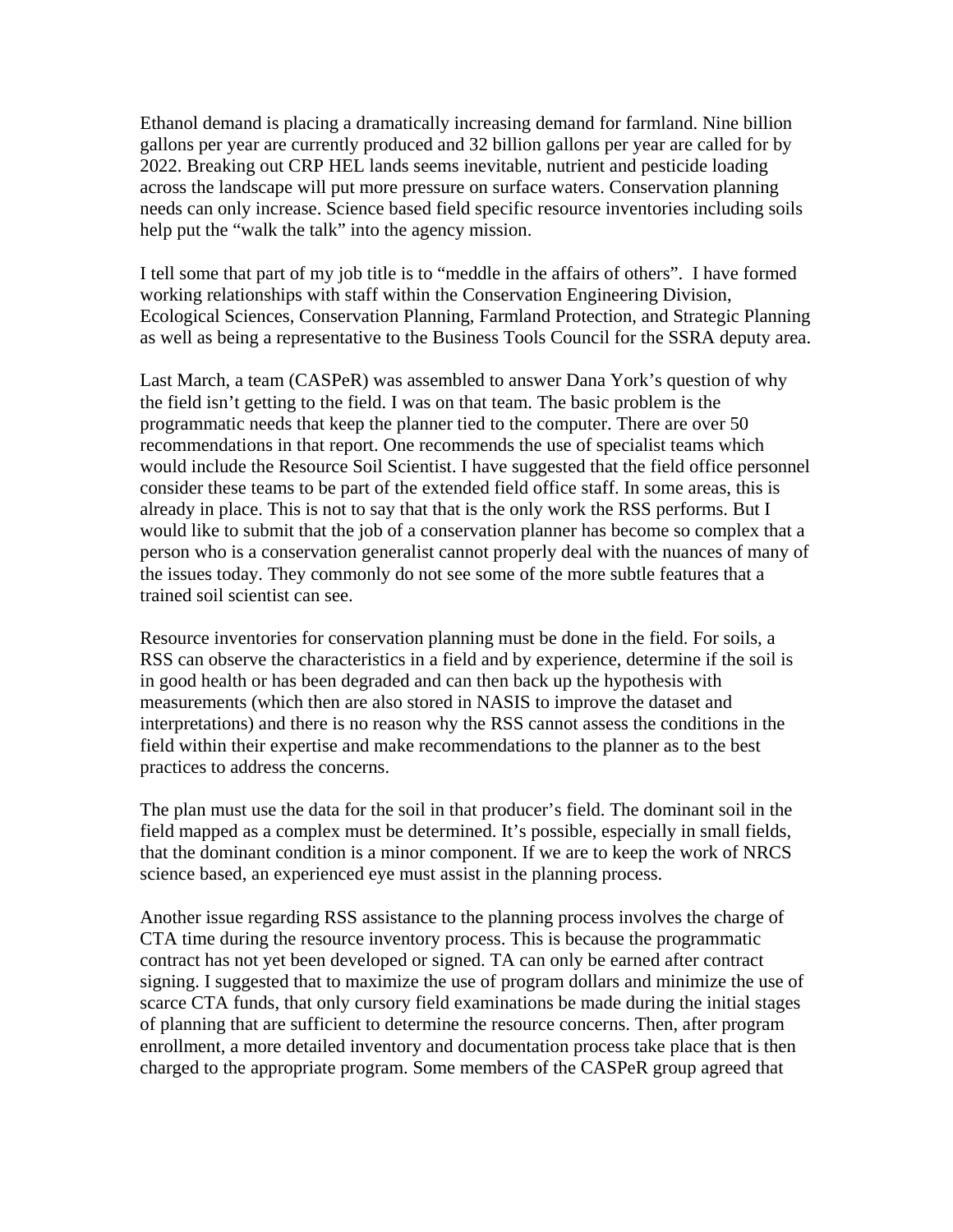Ethanol demand is placing a dramatically increasing demand for farmland. Nine billion gallons per year are currently produced and 32 billion gallons per year are called for by 2022. Breaking out CRP HEL lands seems inevitable, nutrient and pesticide loading across the landscape will put more pressure on surface waters. Conservation planning needs can only increase. Science based field specific resource inventories including soils help put the "walk the talk" into the agency mission.

I tell some that part of my job title is to "meddle in the affairs of others". I have formed working relationships with staff within the Conservation Engineering Division, Ecological Sciences, Conservation Planning, Farmland Protection, and Strategic Planning as well as being a representative to the Business Tools Council for the SSRA deputy area.

Last March, a team (CASPeR) was assembled to answer Dana York's question of why the field isn't getting to the field. I was on that team. The basic problem is the programmatic needs that keep the planner tied to the computer. There are over 50 recommendations in that report. One recommends the use of specialist teams which would include the Resource Soil Scientist. I have suggested that the field office personnel consider these teams to be part of the extended field office staff. In some areas, this is already in place. This is not to say that that is the only work the RSS performs. But I would like to submit that the job of a conservation planner has become so complex that a person who is a conservation generalist cannot properly deal with the nuances of many of the issues today. They commonly do not see some of the more subtle features that a trained soil scientist can see.

Resource inventories for conservation planning must be done in the field. For soils, a RSS can observe the characteristics in a field and by experience, determine if the soil is in good health or has been degraded and can then back up the hypothesis with measurements (which then are also stored in NASIS to improve the dataset and interpretations) and there is no reason why the RSS cannot assess the conditions in the field within their expertise and make recommendations to the planner as to the best practices to address the concerns.

The plan must use the data for the soil in that producer's field. The dominant soil in the field mapped as a complex must be determined. It's possible, especially in small fields, that the dominant condition is a minor component. If we are to keep the work of NRCS science based, an experienced eye must assist in the planning process.

Another issue regarding RSS assistance to the planning process involves the charge of CTA time during the resource inventory process. This is because the programmatic contract has not yet been developed or signed. TA can only be earned after contract signing. I suggested that to maximize the use of program dollars and minimize the use of scarce CTA funds, that only cursory field examinations be made during the initial stages of planning that are sufficient to determine the resource concerns. Then, after program enrollment, a more detailed inventory and documentation process take place that is then charged to the appropriate program. Some members of the CASPeR group agreed that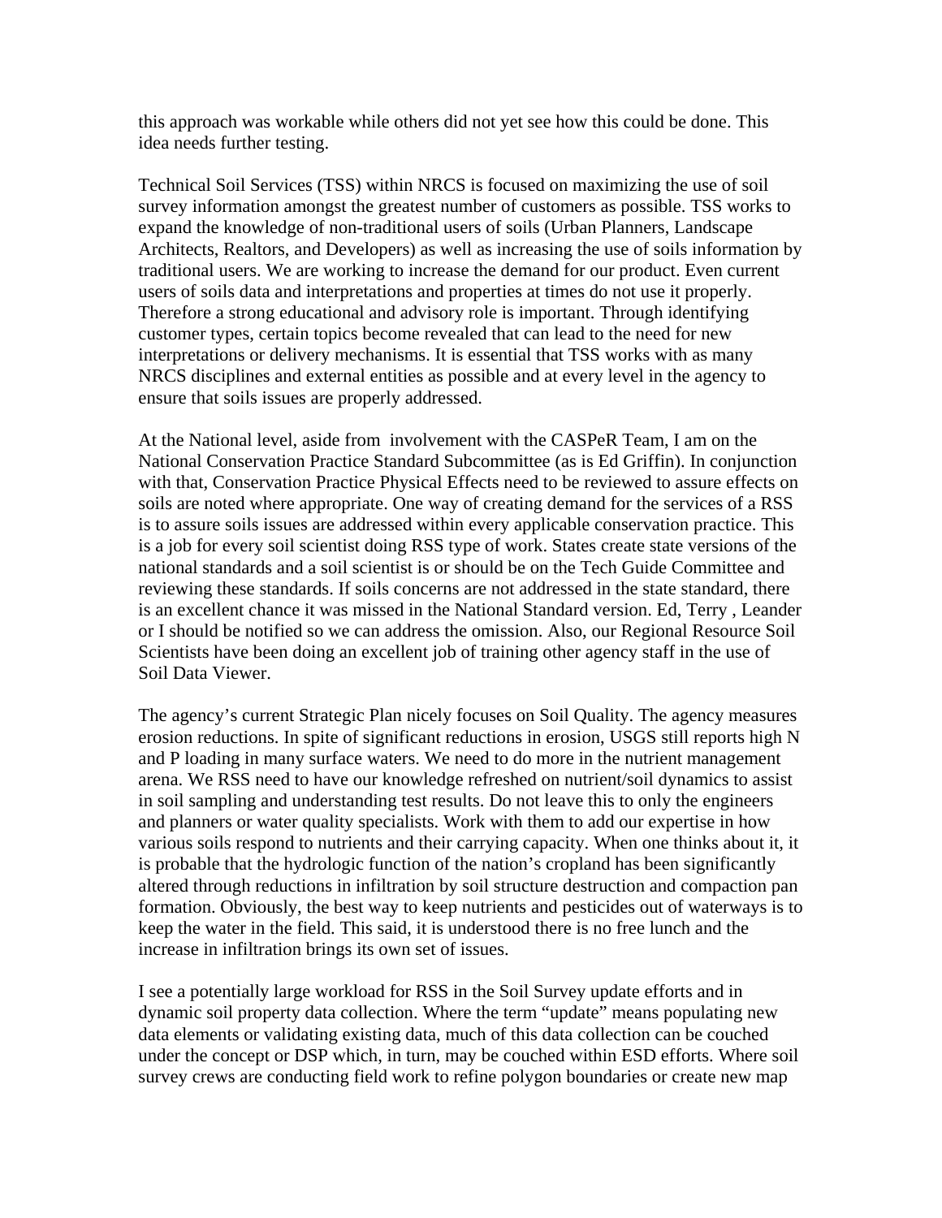this approach was workable while others did not yet see how this could be done. This idea needs further testing.

Technical Soil Services (TSS) within NRCS is focused on maximizing the use of soil survey information amongst the greatest number of customers as possible. TSS works to expand the knowledge of non-traditional users of soils (Urban Planners, Landscape Architects, Realtors, and Developers) as well as increasing the use of soils information by traditional users. We are working to increase the demand for our product. Even current users of soils data and interpretations and properties at times do not use it properly. Therefore a strong educational and advisory role is important. Through identifying customer types, certain topics become revealed that can lead to the need for new interpretations or delivery mechanisms. It is essential that TSS works with as many NRCS disciplines and external entities as possible and at every level in the agency to ensure that soils issues are properly addressed.

At the National level, aside from involvement with the CASPeR Team, I am on the National Conservation Practice Standard Subcommittee (as is Ed Griffin). In conjunction with that, Conservation Practice Physical Effects need to be reviewed to assure effects on soils are noted where appropriate. One way of creating demand for the services of a RSS is to assure soils issues are addressed within every applicable conservation practice. This is a job for every soil scientist doing RSS type of work. States create state versions of the national standards and a soil scientist is or should be on the Tech Guide Committee and reviewing these standards. If soils concerns are not addressed in the state standard, there is an excellent chance it was missed in the National Standard version. Ed, Terry , Leander or I should be notified so we can address the omission. Also, our Regional Resource Soil Scientists have been doing an excellent job of training other agency staff in the use of Soil Data Viewer.

The agency's current Strategic Plan nicely focuses on Soil Quality. The agency measures erosion reductions. In spite of significant reductions in erosion, USGS still reports high N and P loading in many surface waters. We need to do more in the nutrient management arena. We RSS need to have our knowledge refreshed on nutrient/soil dynamics to assist in soil sampling and understanding test results. Do not leave this to only the engineers and planners or water quality specialists. Work with them to add our expertise in how various soils respond to nutrients and their carrying capacity. When one thinks about it, it is probable that the hydrologic function of the nation's cropland has been significantly altered through reductions in infiltration by soil structure destruction and compaction pan formation. Obviously, the best way to keep nutrients and pesticides out of waterways is to keep the water in the field. This said, it is understood there is no free lunch and the increase in infiltration brings its own set of issues.

I see a potentially large workload for RSS in the Soil Survey update efforts and in dynamic soil property data collection. Where the term "update" means populating new data elements or validating existing data, much of this data collection can be couched under the concept or DSP which, in turn, may be couched within ESD efforts. Where soil survey crews are conducting field work to refine polygon boundaries or create new map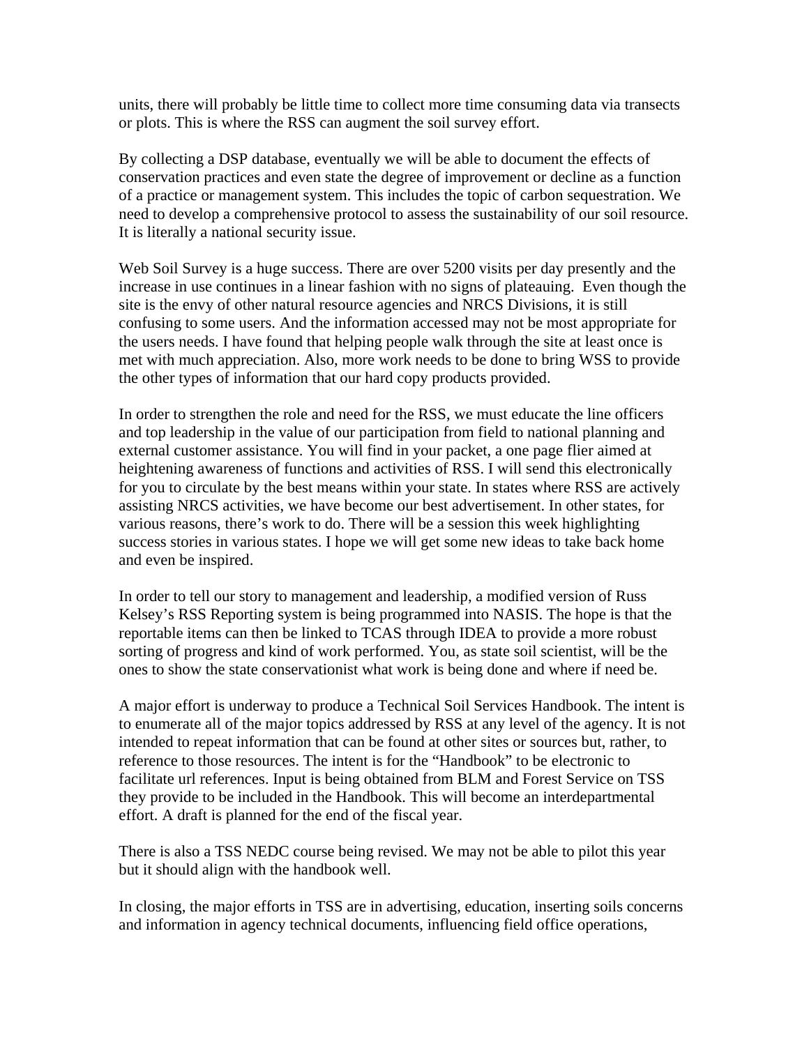units, there will probably be little time to collect more time consuming data via transects or plots. This is where the RSS can augment the soil survey effort.

By collecting a DSP database, eventually we will be able to document the effects of conservation practices and even state the degree of improvement or decline as a function of a practice or management system. This includes the topic of carbon sequestration. We need to develop a comprehensive protocol to assess the sustainability of our soil resource. It is literally a national security issue.

Web Soil Survey is a huge success. There are over 5200 visits per day presently and the increase in use continues in a linear fashion with no signs of plateauing. Even though the site is the envy of other natural resource agencies and NRCS Divisions, it is still confusing to some users. And the information accessed may not be most appropriate for the users needs. I have found that helping people walk through the site at least once is met with much appreciation. Also, more work needs to be done to bring WSS to provide the other types of information that our hard copy products provided.

In order to strengthen the role and need for the RSS, we must educate the line officers and top leadership in the value of our participation from field to national planning and external customer assistance. You will find in your packet, a one page flier aimed at heightening awareness of functions and activities of RSS. I will send this electronically for you to circulate by the best means within your state. In states where RSS are actively assisting NRCS activities, we have become our best advertisement. In other states, for various reasons, there's work to do. There will be a session this week highlighting success stories in various states. I hope we will get some new ideas to take back home and even be inspired.

In order to tell our story to management and leadership, a modified version of Russ Kelsey's RSS Reporting system is being programmed into NASIS. The hope is that the reportable items can then be linked to TCAS through IDEA to provide a more robust sorting of progress and kind of work performed. You, as state soil scientist, will be the ones to show the state conservationist what work is being done and where if need be.

A major effort is underway to produce a Technical Soil Services Handbook. The intent is to enumerate all of the major topics addressed by RSS at any level of the agency. It is not intended to repeat information that can be found at other sites or sources but, rather, to reference to those resources. The intent is for the "Handbook" to be electronic to facilitate url references. Input is being obtained from BLM and Forest Service on TSS they provide to be included in the Handbook. This will become an interdepartmental effort. A draft is planned for the end of the fiscal year.

There is also a TSS NEDC course being revised. We may not be able to pilot this year but it should align with the handbook well.

In closing, the major efforts in TSS are in advertising, education, inserting soils concerns and information in agency technical documents, influencing field office operations,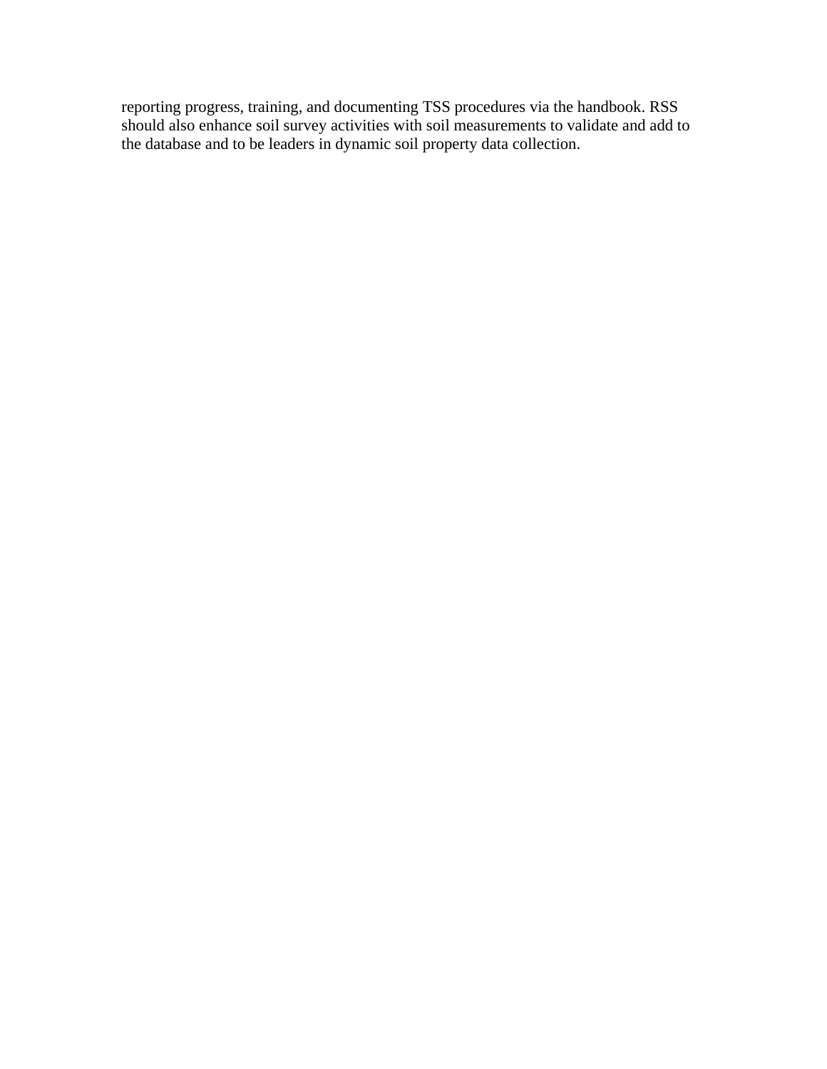reporting progress, training, and documenting TSS procedures via the handbook. RSS should also enhance soil survey activities with soil measurements to validate and add to the database and to be leaders in dynamic soil property data collection.